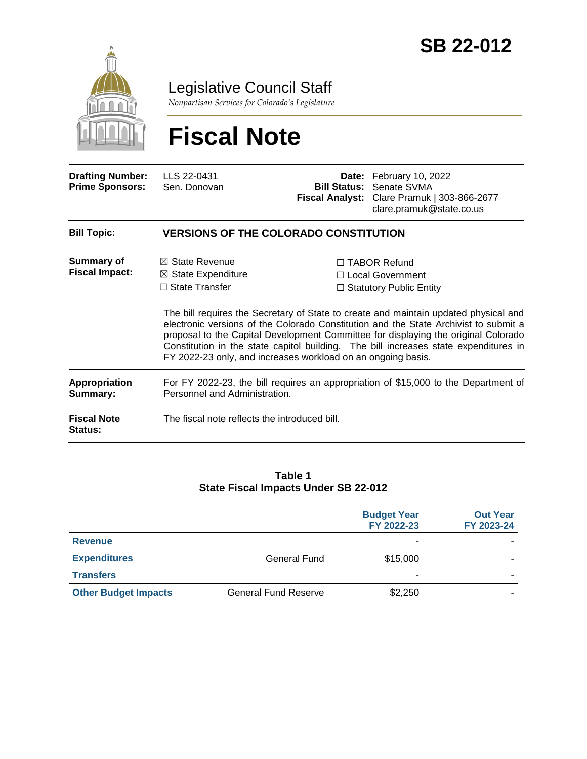# SB 22-012

## Legislative Council Staff

*Nonpartisan Services for Colorado's Legislature*

# Fiscal Note

| | | | |
|---|---|---|---|
| **Drafting Number:** | LLS 22-0431 | **Date:** | February 10, 2022 |
| **Prime Sponsors:** | Sen. Donovan | **Bill Status:** | Senate SVMA |
| | | **Fiscal Analyst:** | Clare Pramuk \| 303-866-2677 clare.pramuk@state.co.us |

**Bill Topic:** **VERSIONS OF THE COLORADO CONSTITUTION**

**Summary of Fiscal Impact:**

☒ State Revenue
☒ State Expenditure
☐ State Transfer
☐ TABOR Refund
☐ Local Government
☐ Statutory Public Entity

The bill requires the Secretary of State to create and maintain updated physical and electronic versions of the Colorado Constitution and the State Archivist to submit a proposal to the Capital Development Committee for displaying the original Colorado Constitution in the state capitol building. The bill increases state expenditures in FY 2022-23 only, and increases workload on an ongoing basis.

**Appropriation Summary:** For FY 2022-23, the bill requires an appropriation of $15,000 to the Department of Personnel and Administration.

**Fiscal Note Status:** The fiscal note reflects the introduced bill.

**Table 1**
**State Fiscal Impacts Under SB 22-012**

| | | Budget Year FY 2022-23 | Out Year FY 2023-24 |
|---|---|---|---|
| **Revenue** | | - | - |
| **Expenditures** | General Fund | $15,000 | - |
| **Transfers** | | - | - |
| **Other Budget Impacts** | General Fund Reserve | $2,250 | - |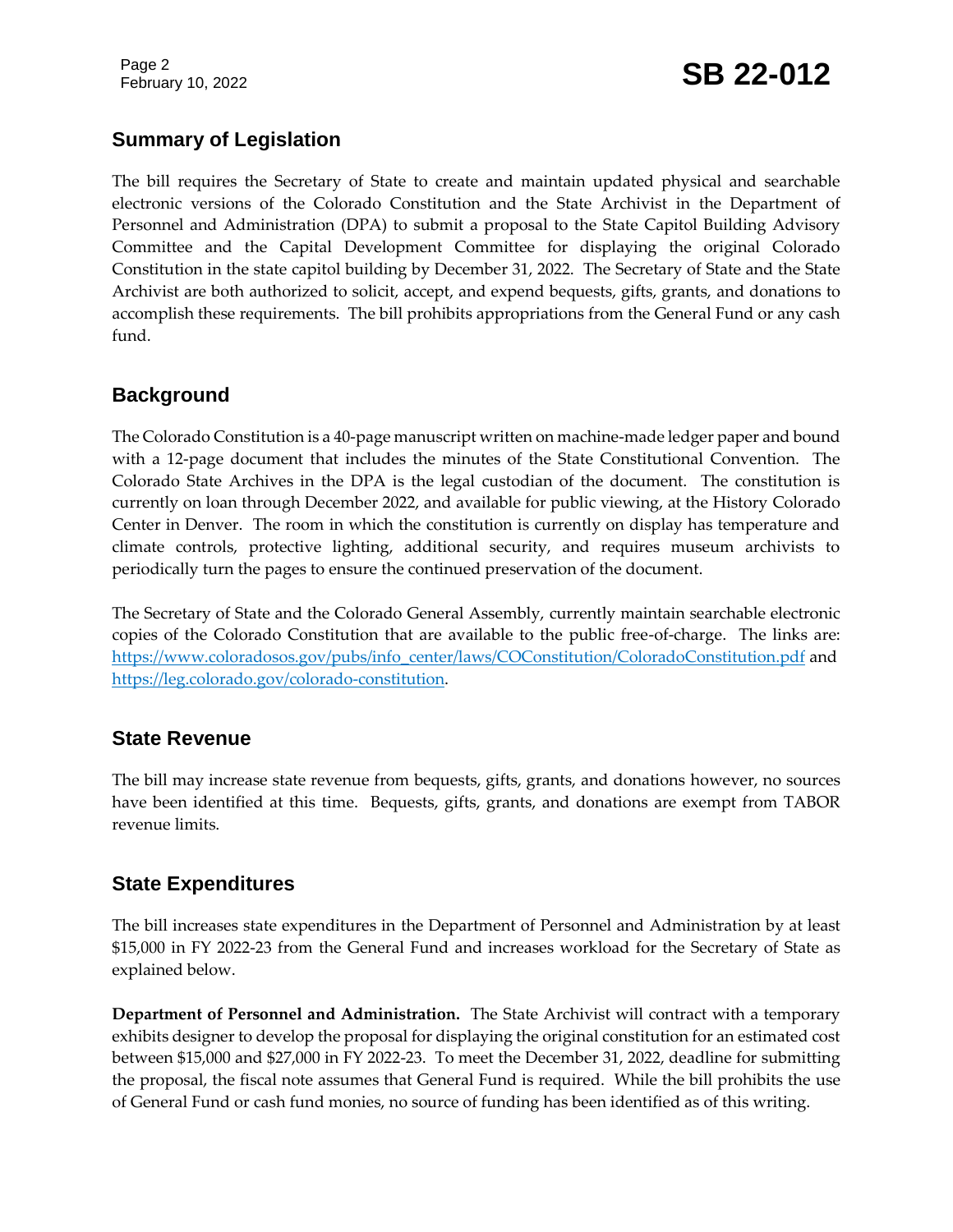## Summary of Legislation

The bill requires the Secretary of State to create and maintain updated physical and searchable electronic versions of the Colorado Constitution and the State Archivist in the Department of Personnel and Administration (DPA) to submit a proposal to the State Capitol Building Advisory Committee and the Capital Development Committee for displaying the original Colorado Constitution in the state capitol building by December 31, 2022. The Secretary of State and the State Archivist are both authorized to solicit, accept, and expend bequests, gifts, grants, and donations to accomplish these requirements. The bill prohibits appropriations from the General Fund or any cash fund.

## Background

The Colorado Constitution is a 40-page manuscript written on machine-made ledger paper and bound with a 12-page document that includes the minutes of the State Constitutional Convention. The Colorado State Archives in the DPA is the legal custodian of the document. The constitution is currently on loan through December 2022, and available for public viewing, at the History Colorado Center in Denver. The room in which the constitution is currently on display has temperature and climate controls, protective lighting, additional security, and requires museum archivists to periodically turn the pages to ensure the continued preservation of the document.

The Secretary of State and the Colorado General Assembly, currently maintain searchable electronic copies of the Colorado Constitution that are available to the public free-of-charge. The links are: [https://www.coloradosos.gov/pubs/info_center/laws/COConstitution/ColoradoConstitution.pdf](https://www.coloradosos.gov/pubs/info_center/laws/COConstitution/ColoradoConstitution.pdf) and [https://leg.colorado.gov/colorado-constitution](https://leg.colorado.gov/colorado-constitution).

## State Revenue

The bill may increase state revenue from bequests, gifts, grants, and donations however, no sources have been identified at this time. Bequests, gifts, grants, and donations are exempt from TABOR revenue limits.

## State Expenditures

The bill increases state expenditures in the Department of Personnel and Administration by at least $15,000 in FY 2022-23 from the General Fund and increases workload for the Secretary of State as explained below.

**Department of Personnel and Administration.** The State Archivist will contract with a temporary exhibits designer to develop the proposal for displaying the original constitution for an estimated cost between $15,000 and $27,000 in FY 2022-23. To meet the December 31, 2022, deadline for submitting the proposal, the fiscal note assumes that General Fund is required. While the bill prohibits the use of General Fund or cash fund monies, no source of funding has been identified as of this writing.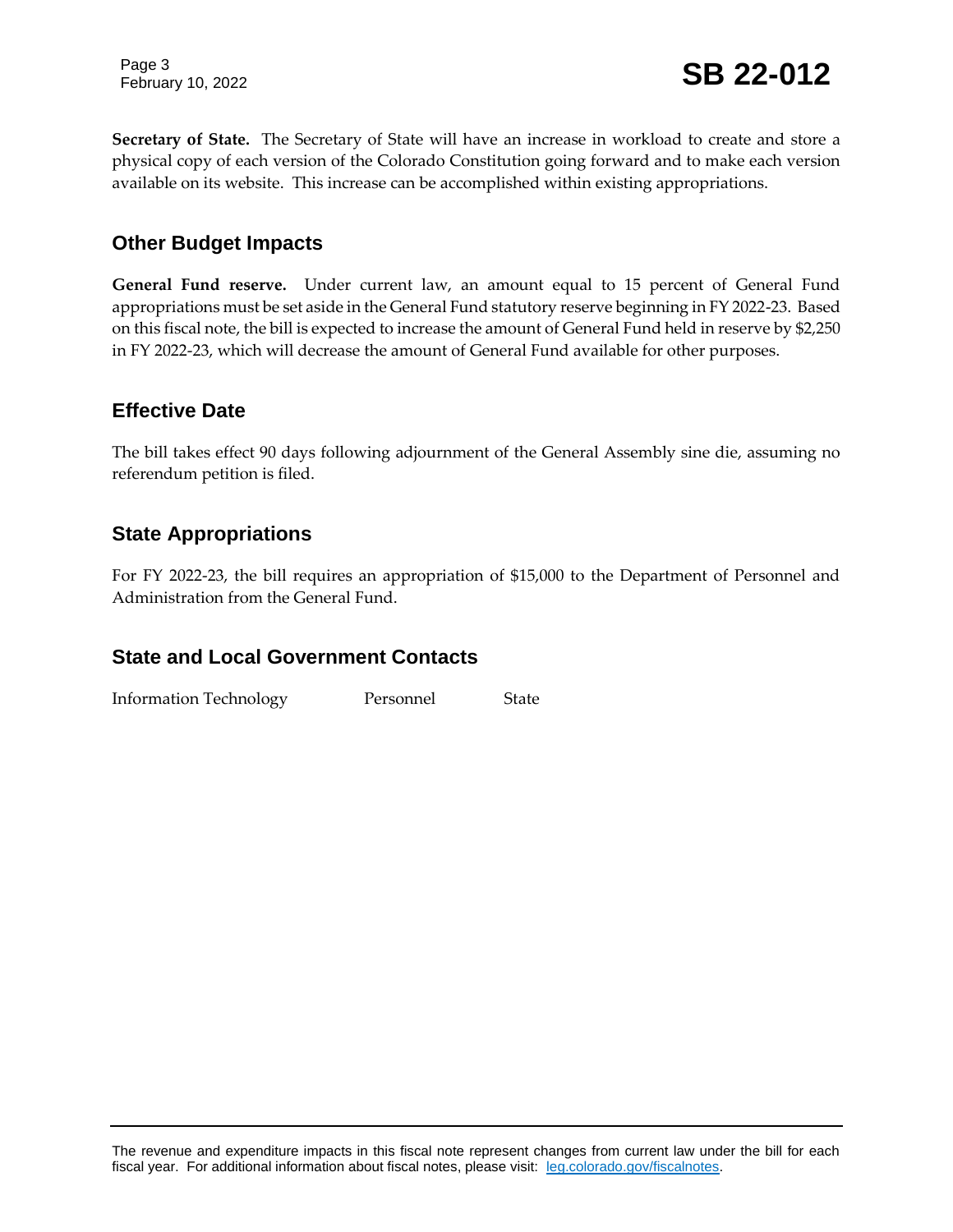**Secretary of State.** The Secretary of State will have an increase in workload to create and store a physical copy of each version of the Colorado Constitution going forward and to make each version available on its website. This increase can be accomplished within existing appropriations.

## Other Budget Impacts

**General Fund reserve.** Under current law, an amount equal to 15 percent of General Fund appropriations must be set aside in the General Fund statutory reserve beginning in FY 2022-23. Based on this fiscal note, the bill is expected to increase the amount of General Fund held in reserve by $2,250 in FY 2022-23, which will decrease the amount of General Fund available for other purposes.

## Effective Date

The bill takes effect 90 days following adjournment of the General Assembly sine die, assuming no referendum petition is filed.

## State Appropriations

For FY 2022-23, the bill requires an appropriation of $15,000 to the Department of Personnel and Administration from the General Fund.

## State and Local Government Contacts

Information Technology    Personnel    State

The revenue and expenditure impacts in this fiscal note represent changes from current law under the bill for each fiscal year. For additional information about fiscal notes, please visit: leg.colorado.gov/fiscalnotes.